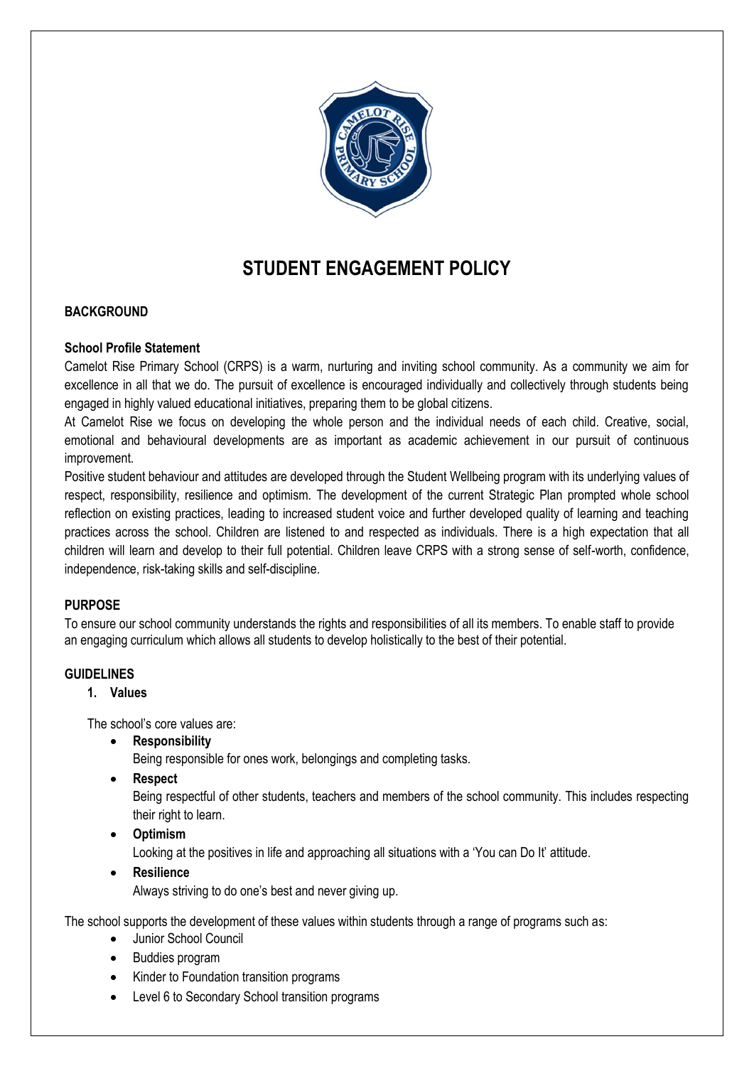# STUDENT ENGAGEMENT POLICY

## BACKGROUND

### School Profile Statement

Camelot Rise Primary School (CRPS) is a warm, nurturing and inviting school community. As a community we aim for excellence in all that we do. The pursuit of excellence is encouraged individually and collectively through students being engaged in highly valued educational initiatives, preparing them to be global citizens.

At Camelot Rise we focus on developing the whole person and the individual needs of each child. Creative, social, emotional and behavioural developments are as important as academic achievement in our pursuit of continuous improvement.

Positive student behaviour and attitudes are developed through the Student Wellbeing program with its underlying values of respect, responsibility, resilience and optimism. The development of the current Strategic Plan prompted whole school reflection on existing practices, leading to increased student voice and further developed quality of learning and teaching practices across the school. Children are listened to and respected as individuals. There is a high expectation that all children will learn and develop to their full potential. Children leave CRPS with a strong sense of self-worth, confidence, independence, risk-taking skills and self-discipline.

## PURPOSE

To ensure our school community understands the rights and responsibilities of all its members. To enable staff to provide an engaging curriculum which allows all students to develop holistically to the best of their potential.

## GUIDELINES

### 1. Values

The school's core values are:

- **Responsibility**
  Being responsible for ones work, belongings and completing tasks.
- **Respect**
  Being respectful of other students, teachers and members of the school community. This includes respecting their right to learn.
- **Optimism**
  Looking at the positives in life and approaching all situations with a 'You can Do It' attitude.
- **Resilience**
  Always striving to do one's best and never giving up.

The school supports the development of these values within students through a range of programs such as:

- Junior School Council
- Buddies program
- Kinder to Foundation transition programs
- Level 6 to Secondary School transition programs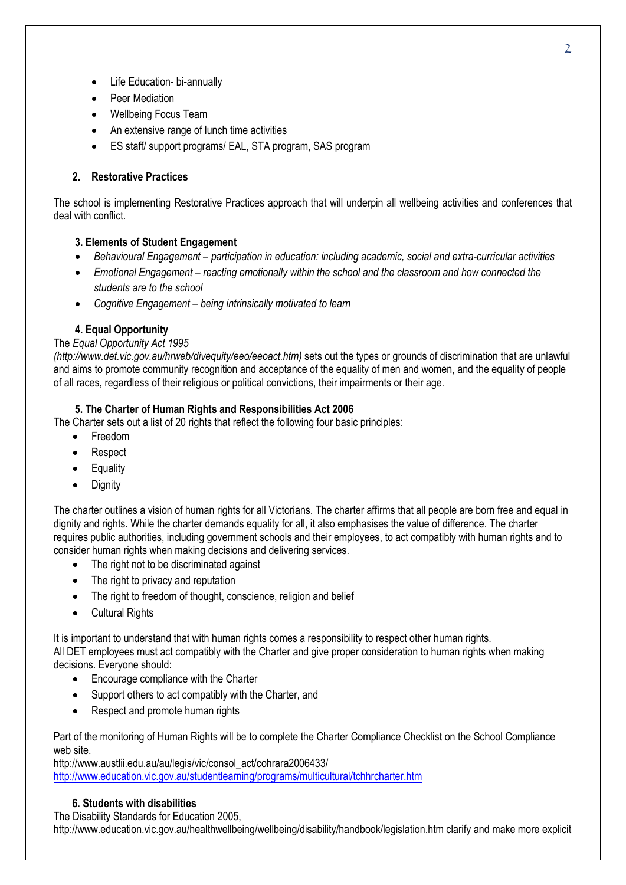- Life Education- bi-annually
- Peer Mediation
- Wellbeing Focus Team
- An extensive range of lunch time activities
- ES staff/ support programs/ EAL, STA program, SAS program

**2. Restorative Practices**

The school is implementing Restorative Practices approach that will underpin all wellbeing activities and conferences that deal with conflict.

**3. Elements of Student Engagement**

- *Behavioural Engagement – participation in education: including academic, social and extra-curricular activities*
- *Emotional Engagement – reacting emotionally within the school and the classroom and how connected the students are to the school*
- *Cognitive Engagement – being intrinsically motivated to learn*

**4. Equal Opportunity**

The *Equal Opportunity Act 1995 (http://www.det.vic.gov.au/hrweb/divequity/eeo/eeoact.htm)* sets out the types or grounds of discrimination that are unlawful and aims to promote community recognition and acceptance of the equality of men and women, and the equality of people of all races, regardless of their religious or political convictions, their impairments or their age.

**5. The Charter of Human Rights and Responsibilities Act 2006**

The Charter sets out a list of 20 rights that reflect the following four basic principles:

- Freedom
- Respect
- Equality
- Dignity

The charter outlines a vision of human rights for all Victorians. The charter affirms that all people are born free and equal in dignity and rights. While the charter demands equality for all, it also emphasises the value of difference. The charter requires public authorities, including government schools and their employees, to act compatibly with human rights and to consider human rights when making decisions and delivering services.

- The right not to be discriminated against
- The right to privacy and reputation
- The right to freedom of thought, conscience, religion and belief
- Cultural Rights

It is important to understand that with human rights comes a responsibility to respect other human rights.
All DET employees must act compatibly with the Charter and give proper consideration to human rights when making decisions. Everyone should:

- Encourage compliance with the Charter
- Support others to act compatibly with the Charter, and
- Respect and promote human rights

Part of the monitoring of Human Rights will be to complete the Charter Compliance Checklist on the School Compliance web site.
http://www.austlii.edu.au/au/legis/vic/consol_act/cohrara2006433/
http://www.education.vic.gov.au/studentlearning/programs/multicultural/tchhrcharter.htm

**6. Students with disabilities**

The Disability Standards for Education 2005,
http://www.education.vic.gov.au/healthwellbeing/wellbeing/disability/handbook/legislation.htm clarify and make more explicit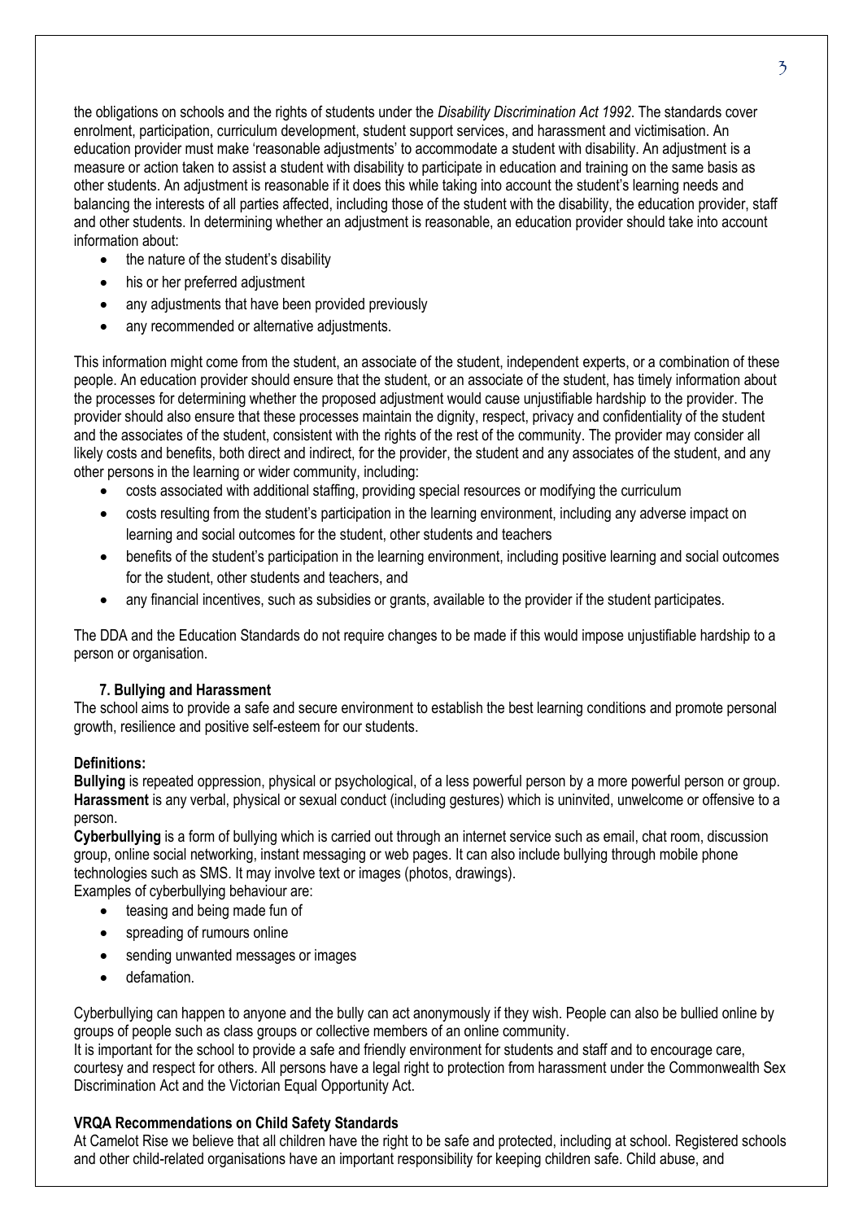the obligations on schools and the rights of students under the *Disability Discrimination Act 1992*. The standards cover enrolment, participation, curriculum development, student support services, and harassment and victimisation. An education provider must make 'reasonable adjustments' to accommodate a student with disability. An adjustment is a measure or action taken to assist a student with disability to participate in education and training on the same basis as other students. An adjustment is reasonable if it does this while taking into account the student's learning needs and balancing the interests of all parties affected, including those of the student with the disability, the education provider, staff and other students. In determining whether an adjustment is reasonable, an education provider should take into account information about:

- the nature of the student's disability
- his or her preferred adjustment
- any adjustments that have been provided previously
- any recommended or alternative adjustments.

This information might come from the student, an associate of the student, independent experts, or a combination of these people. An education provider should ensure that the student, or an associate of the student, has timely information about the processes for determining whether the proposed adjustment would cause unjustifiable hardship to the provider. The provider should also ensure that these processes maintain the dignity, respect, privacy and confidentiality of the student and the associates of the student, consistent with the rights of the rest of the community. The provider may consider all likely costs and benefits, both direct and indirect, for the provider, the student and any associates of the student, and any other persons in the learning or wider community, including:

- costs associated with additional staffing, providing special resources or modifying the curriculum
- costs resulting from the student's participation in the learning environment, including any adverse impact on learning and social outcomes for the student, other students and teachers
- benefits of the student's participation in the learning environment, including positive learning and social outcomes for the student, other students and teachers, and
- any financial incentives, such as subsidies or grants, available to the provider if the student participates.

The DDA and the Education Standards do not require changes to be made if this would impose unjustifiable hardship to a person or organisation.

### 7. Bullying and Harassment

The school aims to provide a safe and secure environment to establish the best learning conditions and promote personal growth, resilience and positive self-esteem for our students.

**Definitions:**

**Bullying** is repeated oppression, physical or psychological, of a less powerful person by a more powerful person or group.
**Harassment** is any verbal, physical or sexual conduct (including gestures) which is uninvited, unwelcome or offensive to a person.
**Cyberbullying** is a form of bullying which is carried out through an internet service such as email, chat room, discussion group, online social networking, instant messaging or web pages. It can also include bullying through mobile phone technologies such as SMS. It may involve text or images (photos, drawings).
Examples of cyberbullying behaviour are:

- teasing and being made fun of
- spreading of rumours online
- sending unwanted messages or images
- defamation.

Cyberbullying can happen to anyone and the bully can act anonymously if they wish. People can also be bullied online by groups of people such as class groups or collective members of an online community.
It is important for the school to provide a safe and friendly environment for students and staff and to encourage care, courtesy and respect for others. All persons have a legal right to protection from harassment under the Commonwealth Sex Discrimination Act and the Victorian Equal Opportunity Act.

**VRQA Recommendations on Child Safety Standards**

At Camelot Rise we believe that all children have the right to be safe and protected, including at school. Registered schools and other child-related organisations have an important responsibility for keeping children safe. Child abuse, and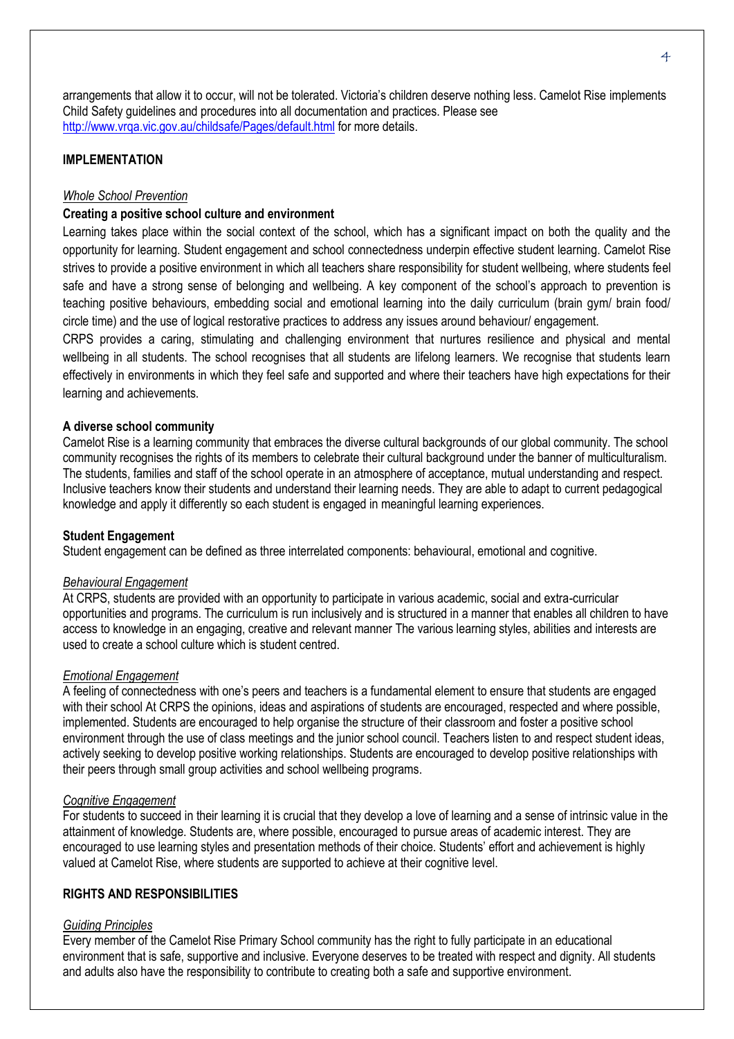arrangements that allow it to occur, will not be tolerated. Victoria's children deserve nothing less. Camelot Rise implements Child Safety guidelines and procedures into all documentation and practices. Please see http://www.vrqa.vic.gov.au/childsafe/Pages/default.html for more details.

## IMPLEMENTATION

*Whole School Prevention*

**Creating a positive school culture and environment**

Learning takes place within the social context of the school, which has a significant impact on both the quality and the opportunity for learning. Student engagement and school connectedness underpin effective student learning. Camelot Rise strives to provide a positive environment in which all teachers share responsibility for student wellbeing, where students feel safe and have a strong sense of belonging and wellbeing. A key component of the school's approach to prevention is teaching positive behaviours, embedding social and emotional learning into the daily curriculum (brain gym/ brain food/ circle time) and the use of logical restorative practices to address any issues around behaviour/ engagement.

CRPS provides a caring, stimulating and challenging environment that nurtures resilience and physical and mental wellbeing in all students. The school recognises that all students are lifelong learners. We recognise that students learn effectively in environments in which they feel safe and supported and where their teachers have high expectations for their learning and achievements.

**A diverse school community**

Camelot Rise is a learning community that embraces the diverse cultural backgrounds of our global community. The school community recognises the rights of its members to celebrate their cultural background under the banner of multiculturalism. The students, families and staff of the school operate in an atmosphere of acceptance, mutual understanding and respect. Inclusive teachers know their students and understand their learning needs. They are able to adapt to current pedagogical knowledge and apply it differently so each student is engaged in meaningful learning experiences.

**Student Engagement**

Student engagement can be defined as three interrelated components: behavioural, emotional and cognitive.

*Behavioural Engagement*

At CRPS, students are provided with an opportunity to participate in various academic, social and extra-curricular opportunities and programs. The curriculum is run inclusively and is structured in a manner that enables all children to have access to knowledge in an engaging, creative and relevant manner The various learning styles, abilities and interests are used to create a school culture which is student centred.

*Emotional Engagement*

A feeling of connectedness with one's peers and teachers is a fundamental element to ensure that students are engaged with their school At CRPS the opinions, ideas and aspirations of students are encouraged, respected and where possible, implemented. Students are encouraged to help organise the structure of their classroom and foster a positive school environment through the use of class meetings and the junior school council. Teachers listen to and respect student ideas, actively seeking to develop positive working relationships. Students are encouraged to develop positive relationships with their peers through small group activities and school wellbeing programs.

*Cognitive Engagement*

For students to succeed in their learning it is crucial that they develop a love of learning and a sense of intrinsic value in the attainment of knowledge. Students are, where possible, encouraged to pursue areas of academic interest. They are encouraged to use learning styles and presentation methods of their choice. Students' effort and achievement is highly valued at Camelot Rise, where students are supported to achieve at their cognitive level.

## RIGHTS AND RESPONSIBILITIES

*Guiding Principles*

Every member of the Camelot Rise Primary School community has the right to fully participate in an educational environment that is safe, supportive and inclusive. Everyone deserves to be treated with respect and dignity. All students and adults also have the responsibility to contribute to creating both a safe and supportive environment.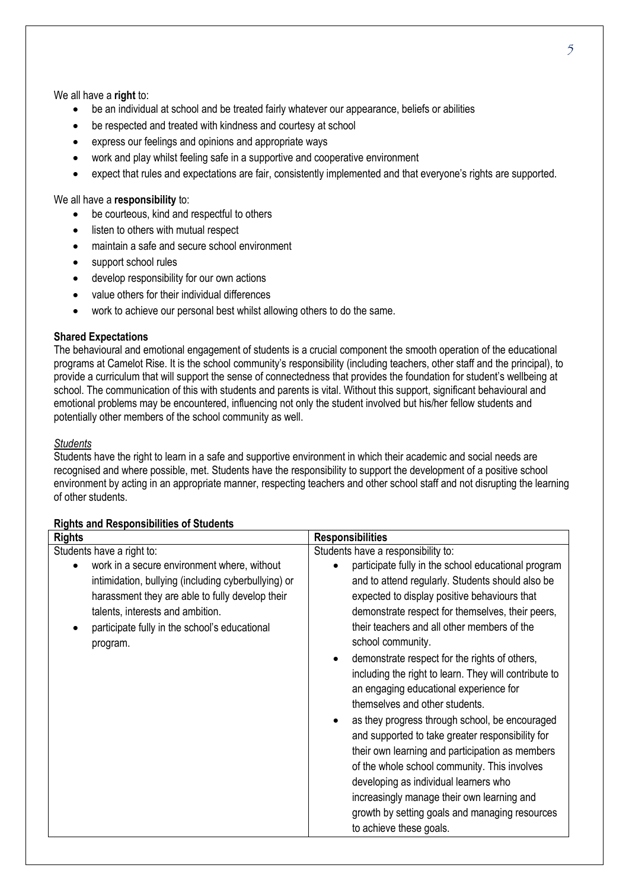We all have a **right** to:

- be an individual at school and be treated fairly whatever our appearance, beliefs or abilities
- be respected and treated with kindness and courtesy at school
- express our feelings and opinions and appropriate ways
- work and play whilst feeling safe in a supportive and cooperative environment
- expect that rules and expectations are fair, consistently implemented and that everyone's rights are supported.

We all have a **responsibility** to:

- be courteous, kind and respectful to others
- listen to others with mutual respect
- maintain a safe and secure school environment
- support school rules
- develop responsibility for our own actions
- value others for their individual differences
- work to achieve our personal best whilst allowing others to do the same.

**Shared Expectations**

The behavioural and emotional engagement of students is a crucial component the smooth operation of the educational programs at Camelot Rise. It is the school community's responsibility (including teachers, other staff and the principal), to provide a curriculum that will support the sense of connectedness that provides the foundation for student's wellbeing at school. The communication of this with students and parents is vital. Without this support, significant behavioural and emotional problems may be encountered, influencing not only the student involved but his/her fellow students and potentially other members of the school community as well.

*Students*

Students have the right to learn in a safe and supportive environment in which their academic and social needs are recognised and where possible, met. Students have the responsibility to support the development of a positive school environment by acting in an appropriate manner, respecting teachers and other school staff and not disrupting the learning of other students.

**Rights and Responsibilities of Students**

| **Rights** | **Responsibilities** |
|---|---|
| Students have a right to:<br>• work in a secure environment where, without intimidation, bullying (including cyberbullying) or harassment they are able to fully develop their talents, interests and ambition.<br>• participate fully in the school's educational program. | Students have a responsibility to:<br>• participate fully in the school educational program and to attend regularly. Students should also be expected to display positive behaviours that demonstrate respect for themselves, their peers, their teachers and all other members of the school community.<br>• demonstrate respect for the rights of others, including the right to learn. They will contribute to an engaging educational experience for themselves and other students.<br>• as they progress through school, be encouraged and supported to take greater responsibility for their own learning and participation as members of the whole school community. This involves developing as individual learners who increasingly manage their own learning and growth by setting goals and managing resources to achieve these goals. |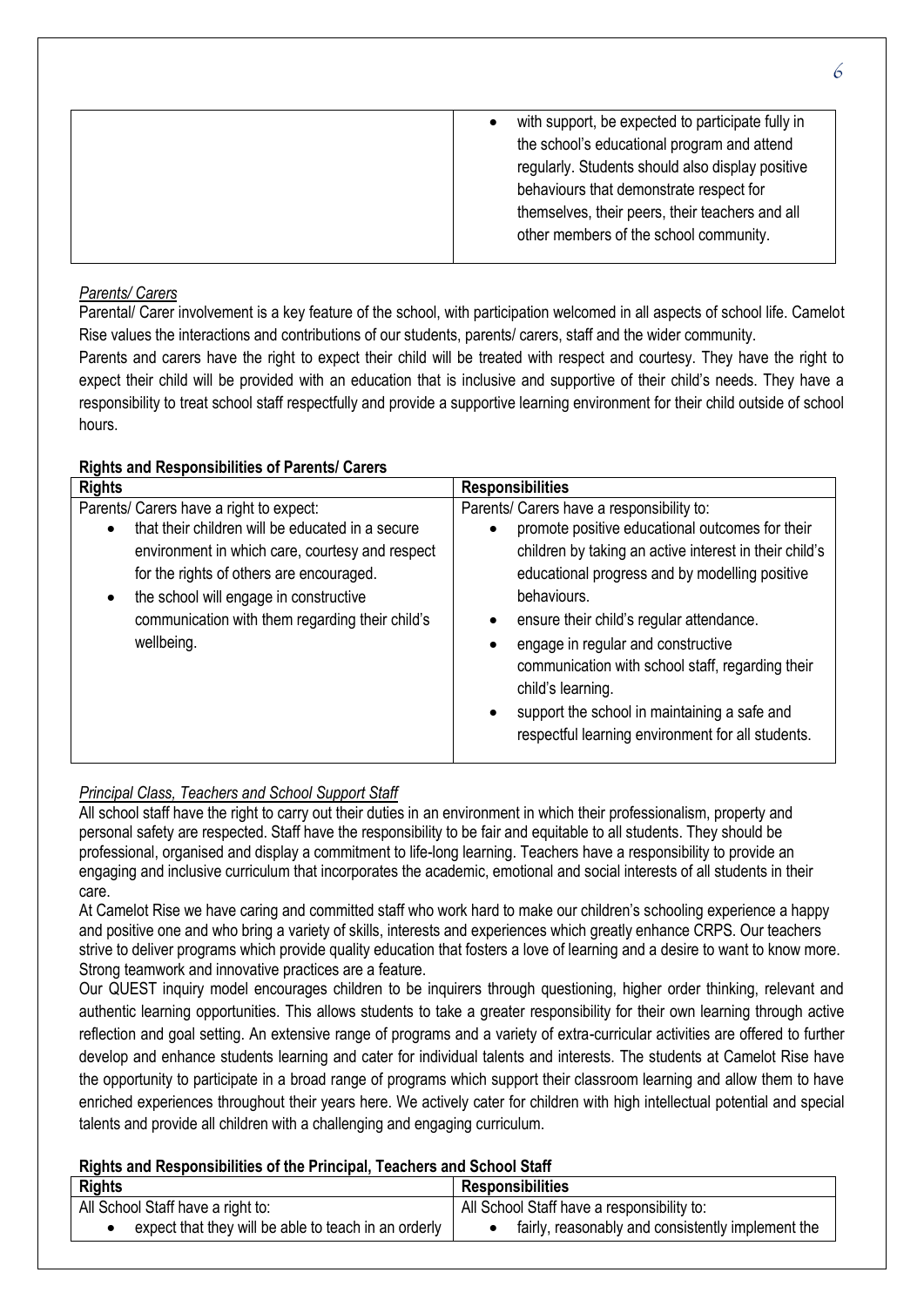| | • with support, be expected to participate fully in the school's educational program and attend regularly. Students should also display positive behaviours that demonstrate respect for themselves, their peers, their teachers and all other members of the school community. |
|---|---|

*Parents/ Carers*

Parental/ Carer involvement is a key feature of the school, with participation welcomed in all aspects of school life. Camelot Rise values the interactions and contributions of our students, parents/ carers, staff and the wider community.

Parents and carers have the right to expect their child will be treated with respect and courtesy. They have the right to expect their child will be provided with an education that is inclusive and supportive of their child's needs. They have a responsibility to treat school staff respectfully and provide a supportive learning environment for their child outside of school hours.

**Rights and Responsibilities of Parents/ Carers**

| **Rights** | **Responsibilities** |
|---|---|
| Parents/ Carers have a right to expect:<br>• that their children will be educated in a secure environment in which care, courtesy and respect for the rights of others are encouraged.<br>• the school will engage in constructive communication with them regarding their child's wellbeing. | Parents/ Carers have a responsibility to:<br>• promote positive educational outcomes for their children by taking an active interest in their child's educational progress and by modelling positive behaviours.<br>• ensure their child's regular attendance.<br>• engage in regular and constructive communication with school staff, regarding their child's learning.<br>• support the school in maintaining a safe and respectful learning environment for all students. |

*Principal Class, Teachers and School Support Staff*

All school staff have the right to carry out their duties in an environment in which their professionalism, property and personal safety are respected. Staff have the responsibility to be fair and equitable to all students. They should be professional, organised and display a commitment to life-long learning. Teachers have a responsibility to provide an engaging and inclusive curriculum that incorporates the academic, emotional and social interests of all students in their care.

At Camelot Rise we have caring and committed staff who work hard to make our children's schooling experience a happy and positive one and who bring a variety of skills, interests and experiences which greatly enhance CRPS. Our teachers strive to deliver programs which provide quality education that fosters a love of learning and a desire to want to know more. Strong teamwork and innovative practices are a feature.

Our QUEST inquiry model encourages children to be inquirers through questioning, higher order thinking, relevant and authentic learning opportunities. This allows students to take a greater responsibility for their own learning through active reflection and goal setting. An extensive range of programs and a variety of extra-curricular activities are offered to further develop and enhance students learning and cater for individual talents and interests. The students at Camelot Rise have the opportunity to participate in a broad range of programs which support their classroom learning and allow them to have enriched experiences throughout their years here. We actively cater for children with high intellectual potential and special talents and provide all children with a challenging and engaging curriculum.

**Rights and Responsibilities of the Principal, Teachers and School Staff**

| **Rights** | **Responsibilities** |
|---|---|
| All School Staff have a right to:<br>• expect that they will be able to teach in an orderly | All School Staff have a responsibility to:<br>• fairly, reasonably and consistently implement the |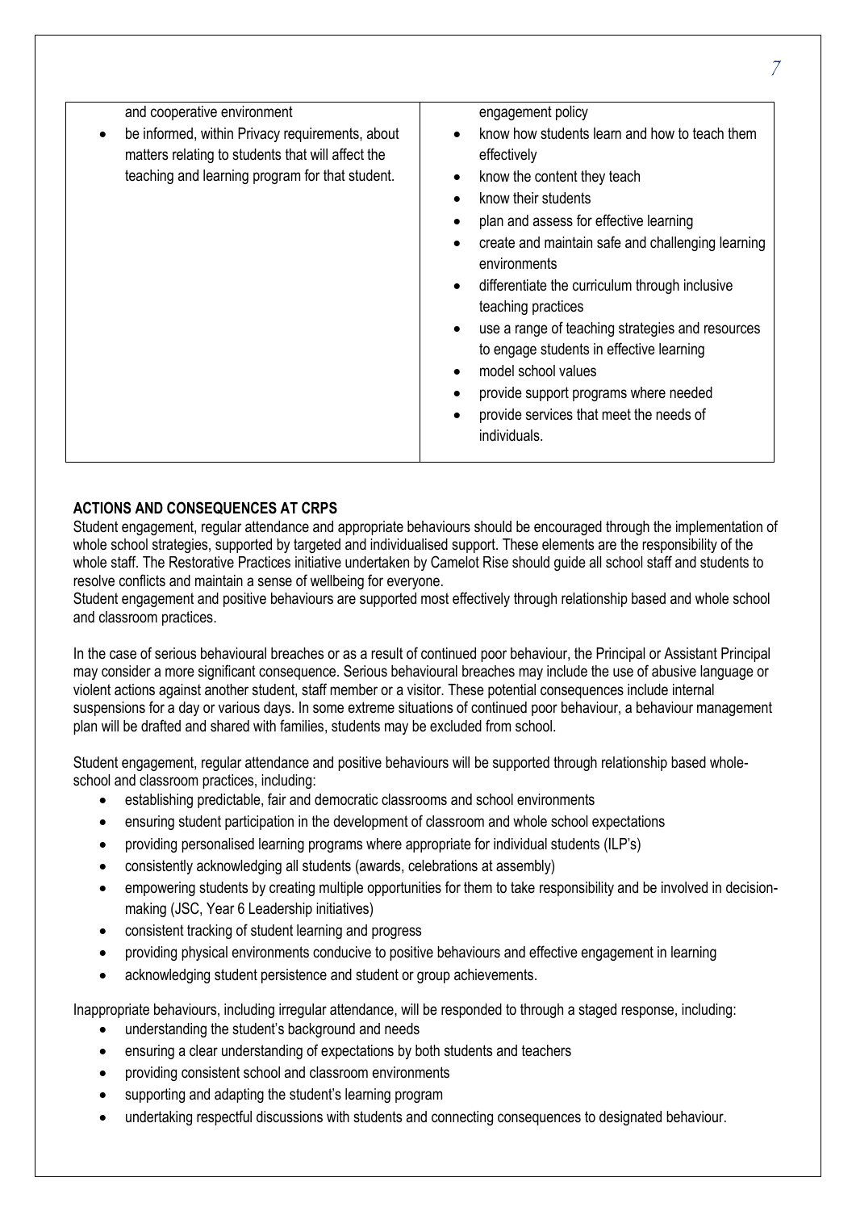| | |
|---|---|
| and cooperative environment<br>• be informed, within Privacy requirements, about matters relating to students that will affect the teaching and learning program for that student. | engagement policy<br>• know how students learn and how to teach them effectively<br>• know the content they teach<br>• know their students<br>• plan and assess for effective learning<br>• create and maintain safe and challenging learning environments<br>• differentiate the curriculum through inclusive teaching practices<br>• use a range of teaching strategies and resources to engage students in effective learning<br>• model school values<br>• provide support programs where needed<br>• provide services that meet the needs of individuals. |

**ACTIONS AND CONSEQUENCES AT CRPS**

Student engagement, regular attendance and appropriate behaviours should be encouraged through the implementation of whole school strategies, supported by targeted and individualised support. These elements are the responsibility of the whole staff. The Restorative Practices initiative undertaken by Camelot Rise should guide all school staff and students to resolve conflicts and maintain a sense of wellbeing for everyone.

Student engagement and positive behaviours are supported most effectively through relationship based and whole school and classroom practices.

In the case of serious behavioural breaches or as a result of continued poor behaviour, the Principal or Assistant Principal may consider a more significant consequence. Serious behavioural breaches may include the use of abusive language or violent actions against another student, staff member or a visitor. These potential consequences include internal suspensions for a day or various days. In some extreme situations of continued poor behaviour, a behaviour management plan will be drafted and shared with families, students may be excluded from school.

Student engagement, regular attendance and positive behaviours will be supported through relationship based whole-school and classroom practices, including:

- establishing predictable, fair and democratic classrooms and school environments
- ensuring student participation in the development of classroom and whole school expectations
- providing personalised learning programs where appropriate for individual students (ILP's)
- consistently acknowledging all students (awards, celebrations at assembly)
- empowering students by creating multiple opportunities for them to take responsibility and be involved in decision-making (JSC, Year 6 Leadership initiatives)
- consistent tracking of student learning and progress
- providing physical environments conducive to positive behaviours and effective engagement in learning
- acknowledging student persistence and student or group achievements.

Inappropriate behaviours, including irregular attendance, will be responded to through a staged response, including:

- understanding the student's background and needs
- ensuring a clear understanding of expectations by both students and teachers
- providing consistent school and classroom environments
- supporting and adapting the student's learning program
- undertaking respectful discussions with students and connecting consequences to designated behaviour.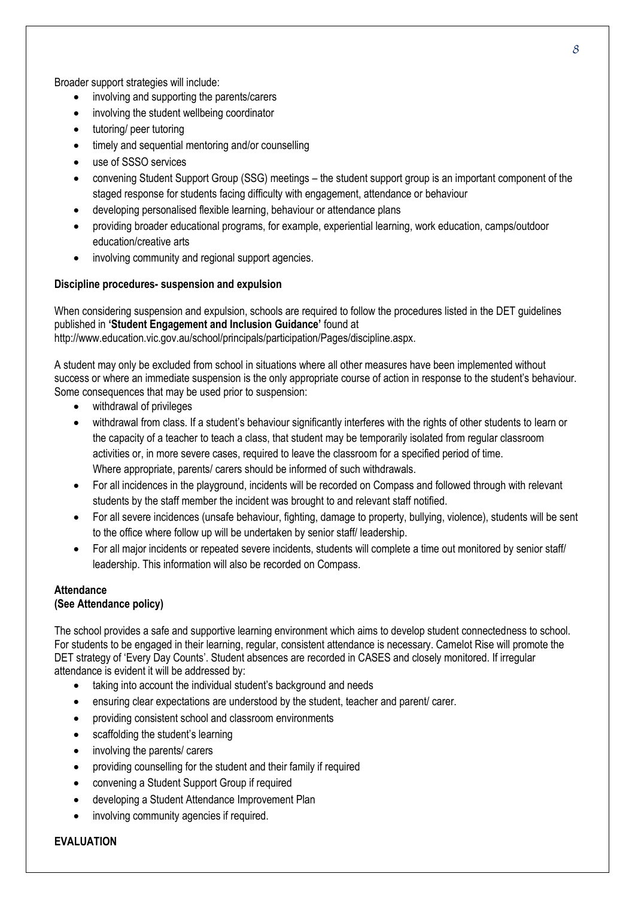Broader support strategies will include:

- involving and supporting the parents/carers
- involving the student wellbeing coordinator
- tutoring/ peer tutoring
- timely and sequential mentoring and/or counselling
- use of SSSO services
- convening Student Support Group (SSG) meetings – the student support group is an important component of the staged response for students facing difficulty with engagement, attendance or behaviour
- developing personalised flexible learning, behaviour or attendance plans
- providing broader educational programs, for example, experiential learning, work education, camps/outdoor education/creative arts
- involving community and regional support agencies.

**Discipline procedures- suspension and expulsion**

When considering suspension and expulsion, schools are required to follow the procedures listed in the DET guidelines published in **'Student Engagement and Inclusion Guidance'** found at http://www.education.vic.gov.au/school/principals/participation/Pages/discipline.aspx.

A student may only be excluded from school in situations where all other measures have been implemented without success or where an immediate suspension is the only appropriate course of action in response to the student's behaviour. Some consequences that may be used prior to suspension:

- withdrawal of privileges
- withdrawal from class. If a student's behaviour significantly interferes with the rights of other students to learn or the capacity of a teacher to teach a class, that student may be temporarily isolated from regular classroom activities or, in more severe cases, required to leave the classroom for a specified period of time. Where appropriate, parents/ carers should be informed of such withdrawals.
- For all incidences in the playground, incidents will be recorded on Compass and followed through with relevant students by the staff member the incident was brought to and relevant staff notified.
- For all severe incidences (unsafe behaviour, fighting, damage to property, bullying, violence), students will be sent to the office where follow up will be undertaken by senior staff/ leadership.
- For all major incidents or repeated severe incidents, students will complete a time out monitored by senior staff/ leadership. This information will also be recorded on Compass.

**Attendance**
**(See Attendance policy)**

The school provides a safe and supportive learning environment which aims to develop student connectedness to school. For students to be engaged in their learning, regular, consistent attendance is necessary. Camelot Rise will promote the DET strategy of 'Every Day Counts'. Student absences are recorded in CASES and closely monitored. If irregular attendance is evident it will be addressed by:

- taking into account the individual student's background and needs
- ensuring clear expectations are understood by the student, teacher and parent/ carer.
- providing consistent school and classroom environments
- scaffolding the student's learning
- involving the parents/ carers
- providing counselling for the student and their family if required
- convening a Student Support Group if required
- developing a Student Attendance Improvement Plan
- involving community agencies if required.

**EVALUATION**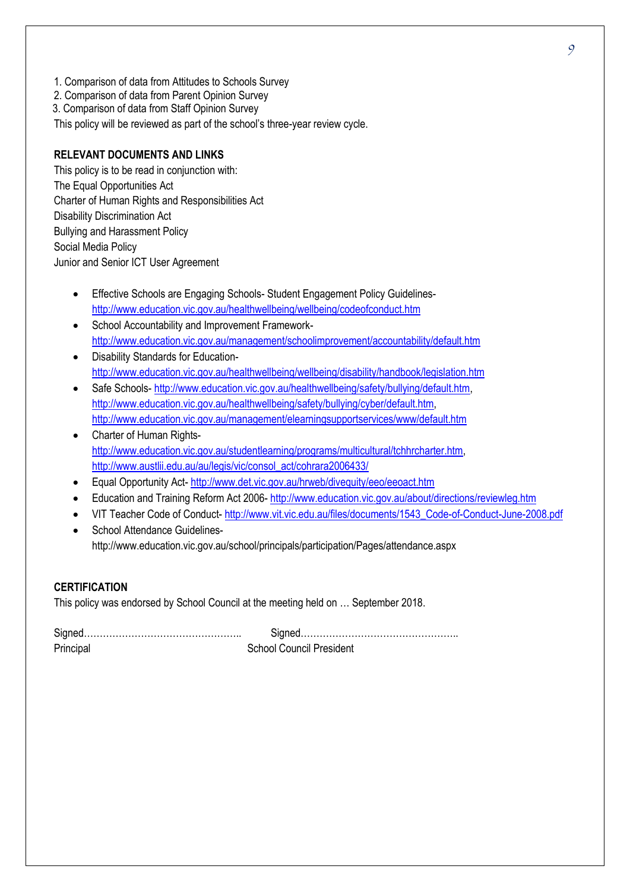1. Comparison of data from Attitudes to Schools Survey
2. Comparison of data from Parent Opinion Survey
3. Comparison of data from Staff Opinion Survey

This policy will be reviewed as part of the school's three-year review cycle.

**RELEVANT DOCUMENTS AND LINKS**

This policy is to be read in conjunction with:
The Equal Opportunities Act
Charter of Human Rights and Responsibilities Act
Disability Discrimination Act
Bullying and Harassment Policy
Social Media Policy
Junior and Senior ICT User Agreement

- Effective Schools are Engaging Schools- Student Engagement Policy Guidelines- http://www.education.vic.gov.au/healthwellbeing/wellbeing/codeofconduct.htm
- School Accountability and Improvement Framework- http://www.education.vic.gov.au/management/schoolimprovement/accountability/default.htm
- Disability Standards for Education- http://www.education.vic.gov.au/healthwellbeing/wellbeing/disability/handbook/legislation.htm
- Safe Schools- http://www.education.vic.gov.au/healthwellbeing/safety/bullying/default.htm, http://www.education.vic.gov.au/healthwellbeing/safety/bullying/cyber/default.htm, http://www.education.vic.gov.au/management/elearningsupportservices/www/default.htm
- Charter of Human Rights- http://www.education.vic.gov.au/studentlearning/programs/multicultural/tchhrcharter.htm, http://www.austlii.edu.au/au/legis/vic/consol_act/cohrara2006433/
- Equal Opportunity Act- http://www.det.vic.gov.au/hrweb/divequity/eeo/eeoact.htm
- Education and Training Reform Act 2006- http://www.education.vic.gov.au/about/directions/reviewleg.htm
- VIT Teacher Code of Conduct- http://www.vit.vic.edu.au/files/documents/1543_Code-of-Conduct-June-2008.pdf
- School Attendance Guidelines- http://www.education.vic.gov.au/school/principals/participation/Pages/attendance.aspx

**CERTIFICATION**

This policy was endorsed by School Council at the meeting held on … September 2018.

Signed………………………………………….. Signed…………………………………………..
Principal School Council President